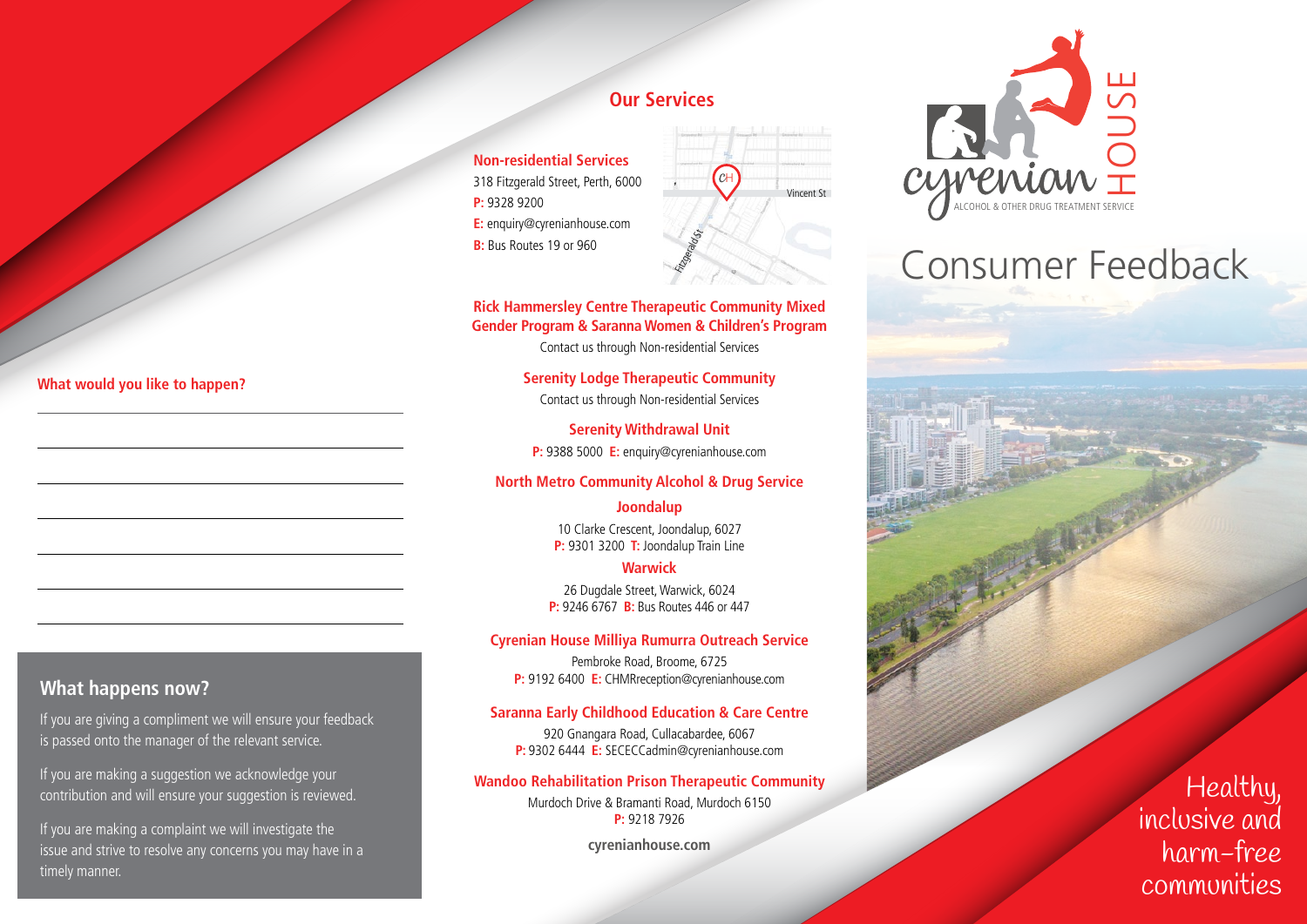**What would you like to happen?**

\_\_\_\_\_\_\_\_\_\_\_\_\_\_\_\_\_\_\_\_\_\_\_\_\_\_\_\_\_\_\_\_\_\_\_\_\_\_\_\_

\_\_\_\_\_\_\_\_\_\_\_\_\_\_\_\_\_\_\_\_\_\_\_\_\_\_\_\_\_\_\_\_\_\_\_\_\_\_\_\_

\_\_\_\_\_\_\_\_\_\_\_\_\_\_\_\_\_\_\_\_\_\_\_\_\_\_\_\_\_\_\_\_\_\_\_\_\_\_\_\_

\_\_\_\_\_\_\_\_\_\_\_\_\_\_\_\_\_\_\_\_\_\_\_\_\_\_\_\_\_\_\_\_\_\_\_\_\_\_\_\_

\_\_\_\_\_\_\_\_\_\_\_\_\_\_\_\_\_\_\_\_\_\_\_\_\_\_\_\_\_\_\_\_\_\_\_\_\_\_\_\_

\_\_\_\_\_\_\_\_\_\_\_\_\_\_\_\_\_\_\_\_\_\_\_\_\_\_\_\_\_\_\_\_\_\_\_\_\_\_\_\_

\_\_\_\_\_\_\_\_\_\_\_\_\_\_\_\_\_\_\_\_\_\_\_\_\_\_\_\_\_\_\_\_\_\_\_\_\_\_\_\_

## What happens now?

If you are giving a compliment we will ensure your feedback is passed onto the manager of the relevant service.

If you are making a suggestion we acknowledge your contribution and will ensure your suggestion is reviewed.

If you are making a complaint we will investigate the issue and strive to resolve any concerns you may have in a timely manner.

## Our Services

**Non-residential Services**
318 Fitzgerald Street, Perth, 6000
**P:** 9328 9200
**E:** enquiry@cyrenianhouse.com
**B:** Bus Routes 19 or 960

Vincent St
Fitzgerald St

**Rick Hammersley Centre Therapeutic Community Mixed Gender Program & Saranna Women & Children's Program**
Contact us through Non-residential Services

**Serenity Lodge Therapeutic Community**
Contact us through Non-residential Services

**Serenity Withdrawal Unit**
**P:** 9388 5000 **E:** enquiry@cyrenianhouse.com

**North Metro Community Alcohol & Drug Service**

**Joondalup**
10 Clarke Crescent, Joondalup, 6027
**P:** 9301 3200 **T:** Joondalup Train Line

**Warwick**
26 Dugdale Street, Warwick, 6024
**P:** 9246 6767 **B:** Bus Routes 446 or 447

**Cyrenian House Milliya Rumurra Outreach Service**
Pembroke Road, Broome, 6725
**P:** 9192 6400 **E:** CHMRreception@cyrenianhouse.com

**Saranna Early Childhood Education & Care Centre**
920 Gnangara Road, Cullacabardee, 6067
**P:** 9302 6444 **E:** SECECCadmin@cyrenianhouse.com

**Wandoo Rehabilitation Prison Therapeutic Community**
Murdoch Drive & Bramanti Road, Murdoch 6150
**P:** 9218 7926

**cyrenianhouse.com**

cyrenian HOUSE
ALCOHOL & OTHER DRUG TREATMENT SERVICE

# Consumer Feedback

Healthy, inclusive and harm-free communities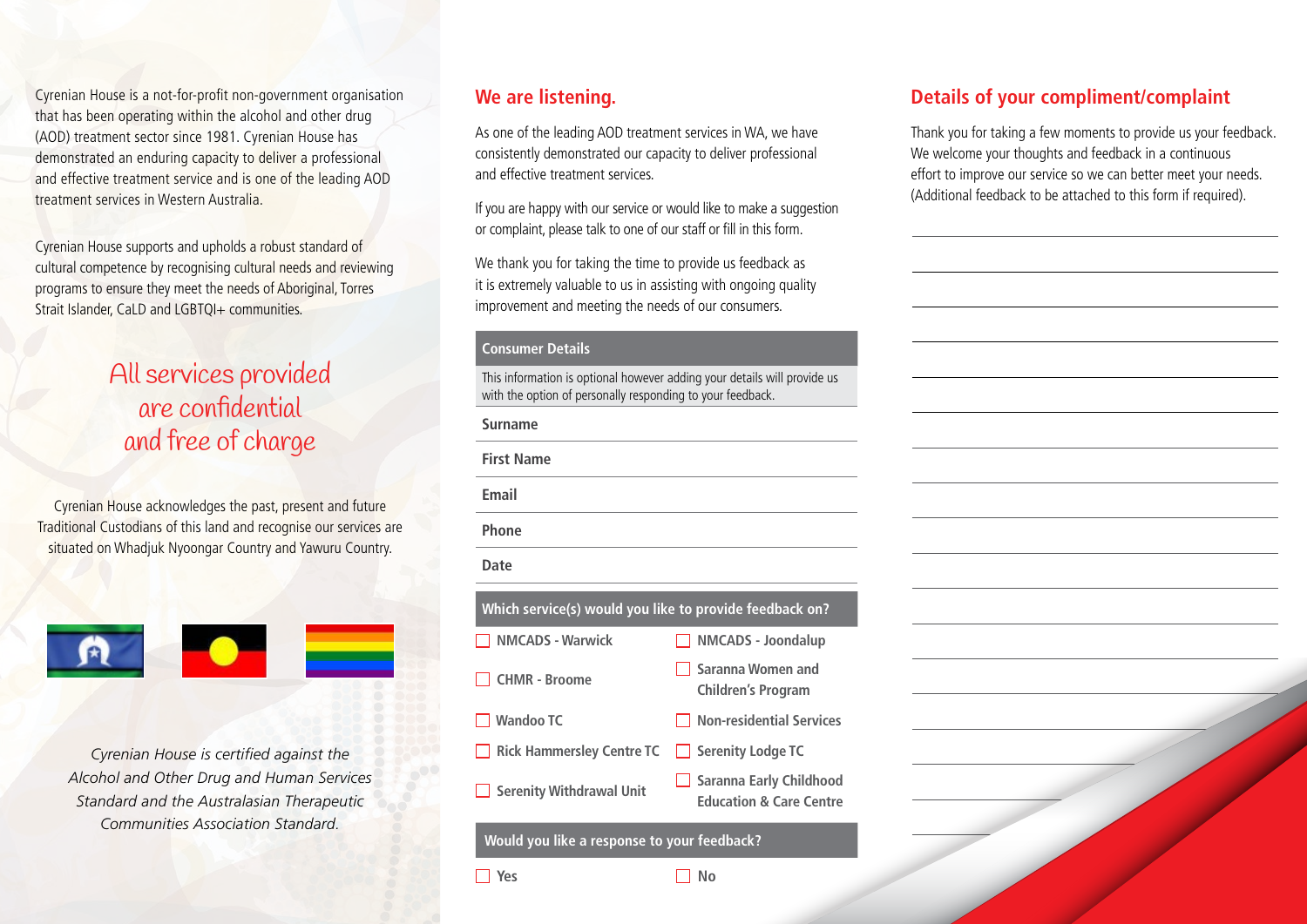Cyrenian House is a not-for-profit non-government organisation that has been operating within the alcohol and other drug (AOD) treatment sector since 1981. Cyrenian House has demonstrated an enduring capacity to deliver a professional and effective treatment service and is one of the leading AOD treatment services in Western Australia.

Cyrenian House supports and upholds a robust standard of cultural competence by recognising cultural needs and reviewing programs to ensure they meet the needs of Aboriginal, Torres Strait Islander, CaLD and LGBTQI+ communities.

All services provided are confidential and free of charge

Cyrenian House acknowledges the past, present and future Traditional Custodians of this land and recognise our services are situated on Whadjuk Nyoongar Country and Yawuru Country.

*Cyrenian House is certified against the Alcohol and Other Drug and Human Services Standard and the Australasian Therapeutic Communities Association Standard.*

## We are listening.

As one of the leading AOD treatment services in WA, we have consistently demonstrated our capacity to deliver professional and effective treatment services.

If you are happy with our service or would like to make a suggestion or complaint, please talk to one of our staff or fill in this form.

We thank you for taking the time to provide us feedback as it is extremely valuable to us in assisting with ongoing quality improvement and meeting the needs of our consumers.

**Consumer Details**

This information is optional however adding your details will provide us with the option of personally responding to your feedback.

**Surname**

**First Name**

**Email**

**Phone**

**Date**

**Which service(s) would you like to provide feedback on?**

- ☐ NMCADS - Warwick
- ☐ NMCADS - Joondalup
- ☐ CHMR - Broome
- ☐ Saranna Women and Children's Program
- ☐ Wandoo TC
- ☐ Non-residential Services
- ☐ Rick Hammersley Centre TC
- ☐ Serenity Lodge TC
- ☐ Serenity Withdrawal Unit
- ☐ Saranna Early Childhood Education & Care Centre

**Would you like a response to your feedback?**

- ☐ Yes
- ☐ No

## Details of your compliment/complaint

Thank you for taking a few moments to provide us your feedback. We welcome your thoughts and feedback in a continuous effort to improve our service so we can better meet your needs. (Additional feedback to be attached to this form if required).